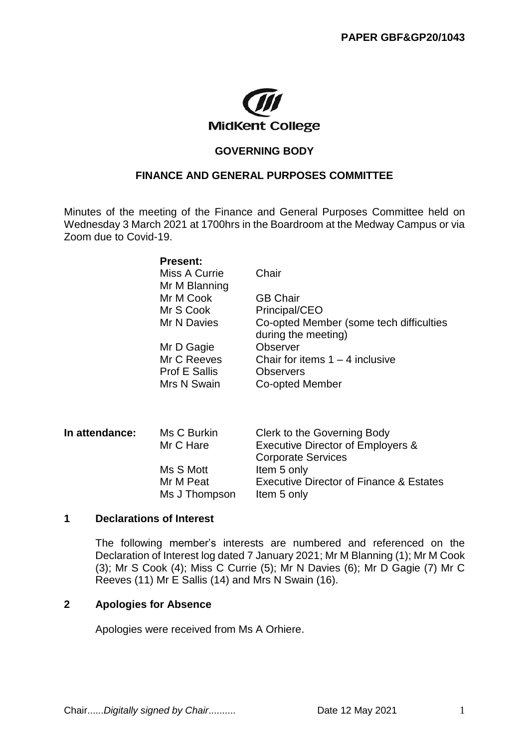**PAPER GBF&GP20/1043**

MidKent College

**GOVERNING BODY**

**FINANCE AND GENERAL PURPOSES COMMITTEE**

Minutes of the meeting of the Finance and General Purposes Committee held on Wednesday 3 March 2021 at 1700hrs in the Boardroom at the Medway Campus or via Zoom due to Covid-19.

**Present:**

| | |
|---|---|
| Miss A Currie | Chair |
| Mr M Blanning | |
| Mr M Cook | GB Chair |
| Mr S Cook | Principal/CEO |
| Mr N Davies | Co-opted Member (some tech difficulties during the meeting) |
| Mr D Gagie | Observer |
| Mr C Reeves | Chair for items 1 – 4 inclusive |
| Prof E Sallis | Observers |
| Mrs N Swain | Co-opted Member |

**In attendance:**

| | |
|---|---|
| Ms C Burkin | Clerk to the Governing Body |
| Mr C Hare | Executive Director of Employers & Corporate Services |
| Ms S Mott | Item 5 only |
| Mr M Peat | Executive Director of Finance & Estates |
| Ms J Thompson | Item 5 only |

## 1 Declarations of Interest

The following member's interests are numbered and referenced on the Declaration of Interest log dated 7 January 2021; Mr M Blanning (1); Mr M Cook (3); Mr S Cook (4); Miss C Currie (5); Mr N Davies (6); Mr D Gagie (7) Mr C Reeves (11) Mr E Sallis (14) and Mrs N Swain (16).

## 2 Apologies for Absence

Apologies were received from Ms A Orhiere.

Chair......*Digitally signed by Chair*.......... Date 12 May 2021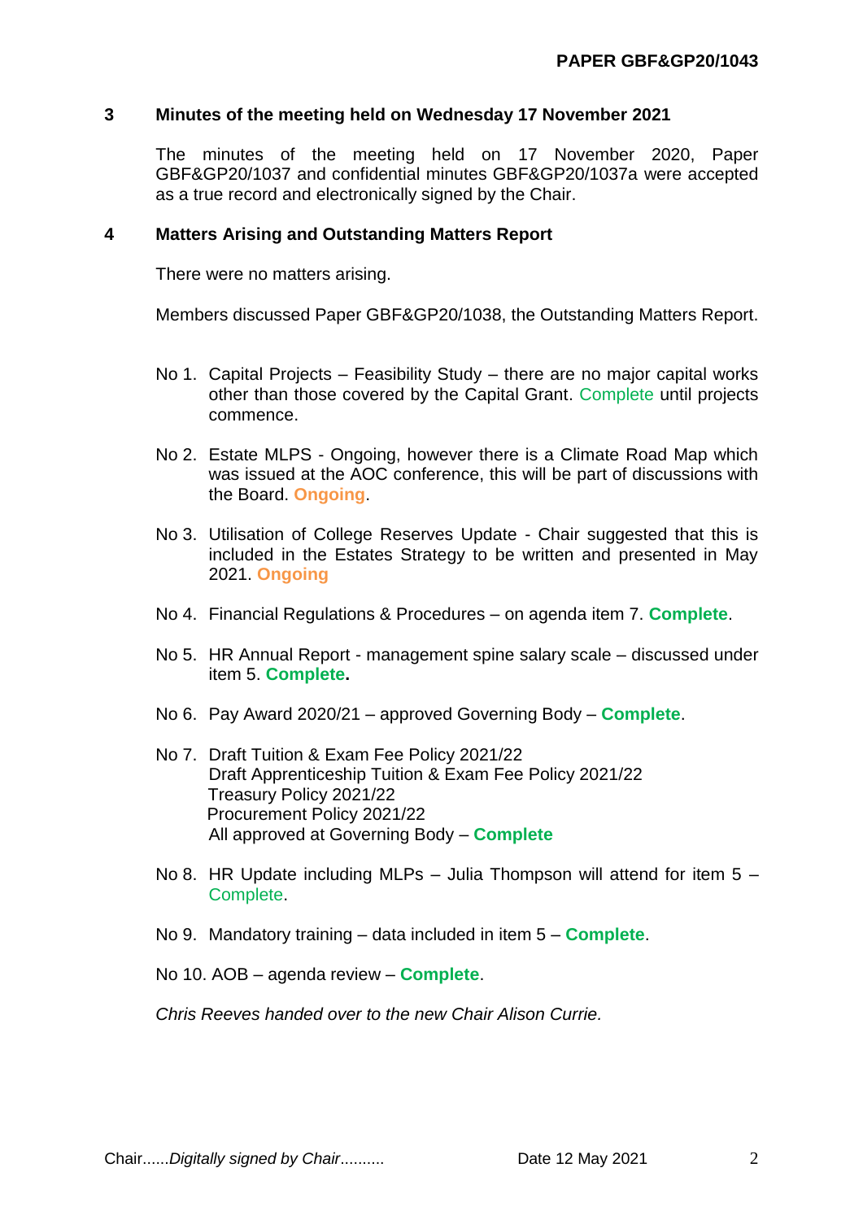PAPER GBF&GP20/1043

## 3 Minutes of the meeting held on Wednesday 17 November 2021

The minutes of the meeting held on 17 November 2020, Paper GBF&GP20/1037 and confidential minutes GBF&GP20/1037a were accepted as a true record and electronically signed by the Chair.

## 4 Matters Arising and Outstanding Matters Report

There were no matters arising.

Members discussed Paper GBF&GP20/1038, the Outstanding Matters Report.

No 1. Capital Projects – Feasibility Study – there are no major capital works other than those covered by the Capital Grant. Complete until projects commence.

No 2. Estate MLPS - Ongoing, however there is a Climate Road Map which was issued at the AOC conference, this will be part of discussions with the Board. **Ongoing**.

No 3. Utilisation of College Reserves Update - Chair suggested that this is included in the Estates Strategy to be written and presented in May 2021. **Ongoing**

No 4. Financial Regulations & Procedures – on agenda item 7. **Complete**.

No 5. HR Annual Report - management spine salary scale – discussed under item 5. **Complete.**

No 6. Pay Award 2020/21 – approved Governing Body – **Complete**.

No 7. Draft Tuition & Exam Fee Policy 2021/22
Draft Apprenticeship Tuition & Exam Fee Policy 2021/22
Treasury Policy 2021/22
Procurement Policy 2021/22
All approved at Governing Body – **Complete**

No 8. HR Update including MLPs – Julia Thompson will attend for item 5 – Complete.

No 9. Mandatory training – data included in item 5 – **Complete**.

No 10. AOB – agenda review – **Complete**.

*Chris Reeves handed over to the new Chair Alison Currie.*

Chair......*Digitally signed by Chair*.......... Date 12 May 2021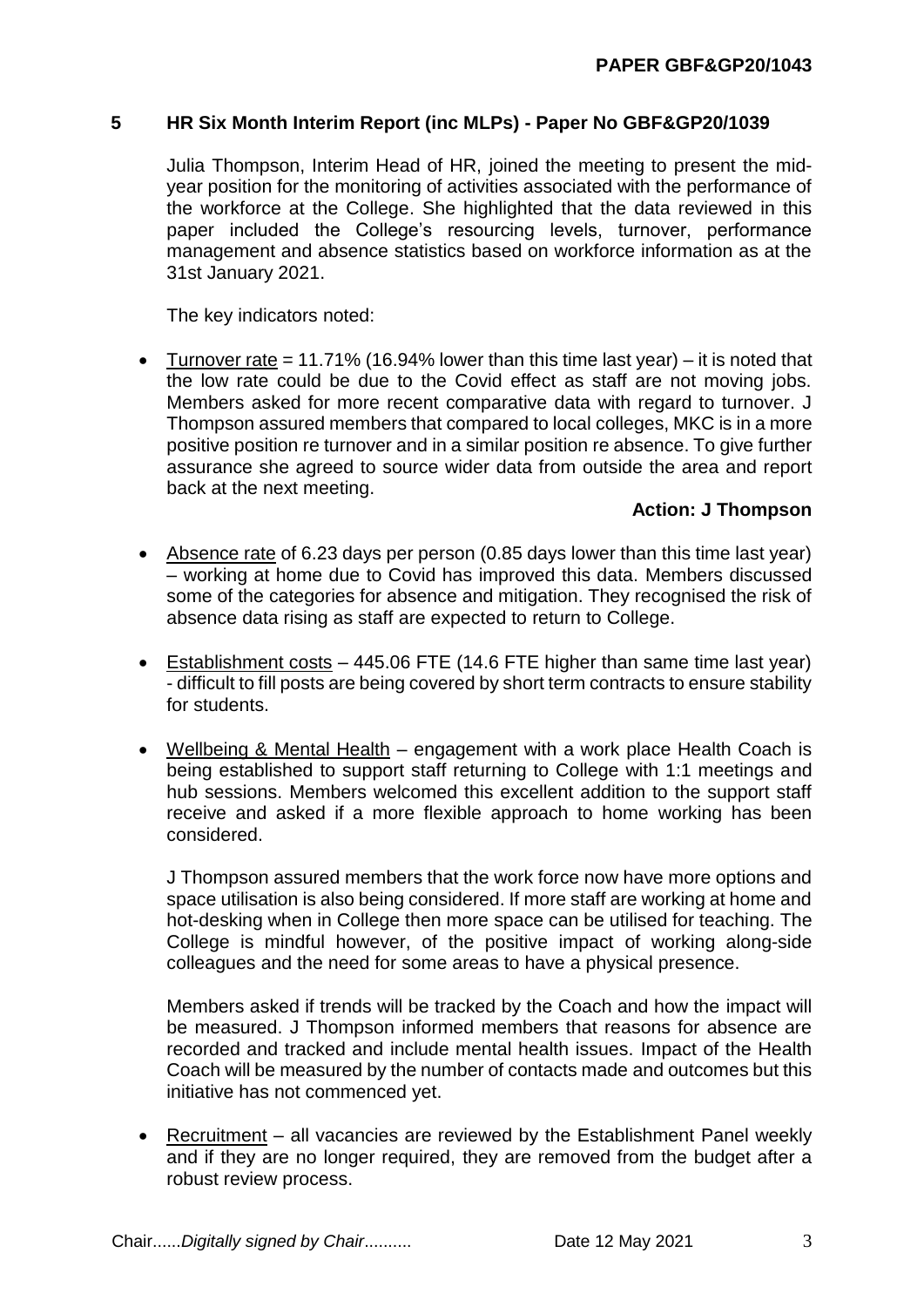## 5 HR Six Month Interim Report (inc MLPs) - Paper No GBF&GP20/1039

Julia Thompson, Interim Head of HR, joined the meeting to present the mid-year position for the monitoring of activities associated with the performance of the workforce at the College. She highlighted that the data reviewed in this paper included the College's resourcing levels, turnover, performance management and absence statistics based on workforce information as at the 31st January 2021.

The key indicators noted:

- Turnover rate = 11.71% (16.94% lower than this time last year) – it is noted that the low rate could be due to the Covid effect as staff are not moving jobs. Members asked for more recent comparative data with regard to turnover. J Thompson assured members that compared to local colleges, MKC is in a more positive position re turnover and in a similar position re absence. To give further assurance she agreed to source wider data from outside the area and report back at the next meeting.

  **Action: J Thompson**

- Absence rate of 6.23 days per person (0.85 days lower than this time last year) – working at home due to Covid has improved this data. Members discussed some of the categories for absence and mitigation. They recognised the risk of absence data rising as staff are expected to return to College.

- Establishment costs – 445.06 FTE (14.6 FTE higher than same time last year) - difficult to fill posts are being covered by short term contracts to ensure stability for students.

- Wellbeing & Mental Health – engagement with a work place Health Coach is being established to support staff returning to College with 1:1 meetings and hub sessions. Members welcomed this excellent addition to the support staff receive and asked if a more flexible approach to home working has been considered.

  J Thompson assured members that the work force now have more options and space utilisation is also being considered. If more staff are working at home and hot-desking when in College then more space can be utilised for teaching. The College is mindful however, of the positive impact of working along-side colleagues and the need for some areas to have a physical presence.

  Members asked if trends will be tracked by the Coach and how the impact will be measured. J Thompson informed members that reasons for absence are recorded and tracked and include mental health issues. Impact of the Health Coach will be measured by the number of contacts made and outcomes but this initiative has not commenced yet.

- Recruitment – all vacancies are reviewed by the Establishment Panel weekly and if they are no longer required, they are removed from the budget after a robust review process.

Chair......*Digitally signed by Chair*.......... Date 12 May 2021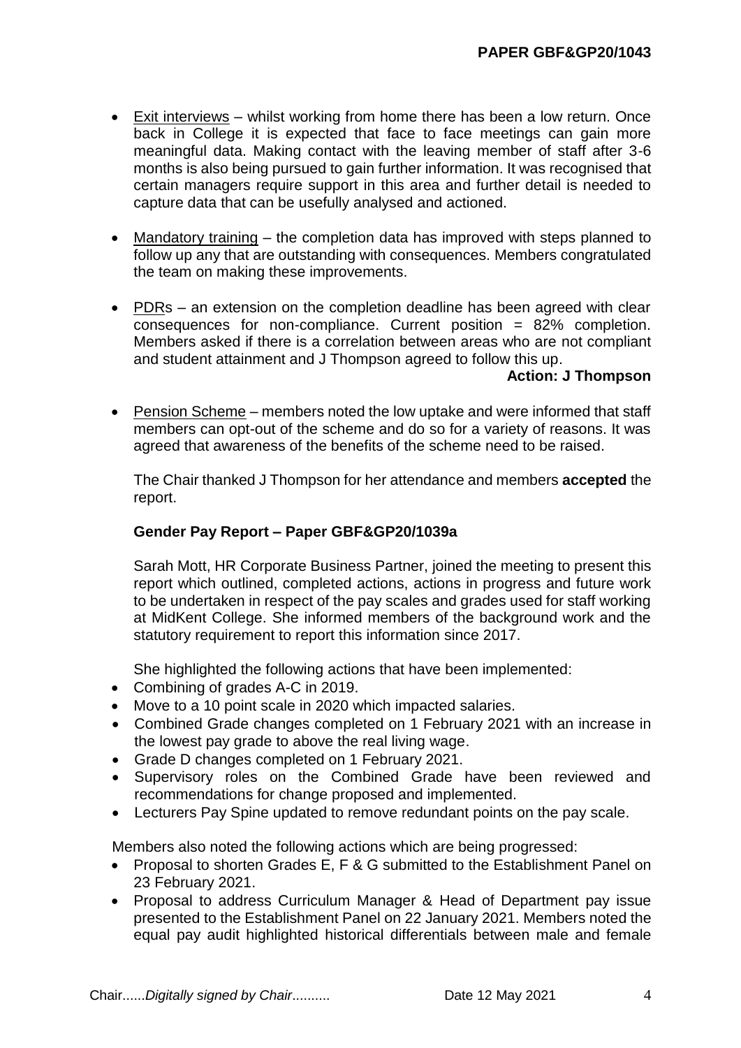- Exit interviews – whilst working from home there has been a low return. Once back in College it is expected that face to face meetings can gain more meaningful data. Making contact with the leaving member of staff after 3-6 months is also being pursued to gain further information. It was recognised that certain managers require support in this area and further detail is needed to capture data that can be usefully analysed and actioned.

- Mandatory training – the completion data has improved with steps planned to follow up any that are outstanding with consequences. Members congratulated the team on making these improvements.

- PDRs – an extension on the completion deadline has been agreed with clear consequences for non-compliance. Current position = 82% completion. Members asked if there is a correlation between areas who are not compliant and student attainment and J Thompson agreed to follow this up.

  **Action: J Thompson**

- Pension Scheme – members noted the low uptake and were informed that staff members can opt-out of the scheme and do so for a variety of reasons. It was agreed that awareness of the benefits of the scheme need to be raised.

  The Chair thanked J Thompson for her attendance and members **accepted** the report.

**Gender Pay Report – Paper GBF&GP20/1039a**

Sarah Mott, HR Corporate Business Partner, joined the meeting to present this report which outlined, completed actions, actions in progress and future work to be undertaken in respect of the pay scales and grades used for staff working at MidKent College. She informed members of the background work and the statutory requirement to report this information since 2017.

She highlighted the following actions that have been implemented:

- Combining of grades A-C in 2019.
- Move to a 10 point scale in 2020 which impacted salaries.
- Combined Grade changes completed on 1 February 2021 with an increase in the lowest pay grade to above the real living wage.
- Grade D changes completed on 1 February 2021.
- Supervisory roles on the Combined Grade have been reviewed and recommendations for change proposed and implemented.
- Lecturers Pay Spine updated to remove redundant points on the pay scale.

Members also noted the following actions which are being progressed:

- Proposal to shorten Grades E, F & G submitted to the Establishment Panel on 23 February 2021.
- Proposal to address Curriculum Manager & Head of Department pay issue presented to the Establishment Panel on 22 January 2021. Members noted the equal pay audit highlighted historical differentials between male and female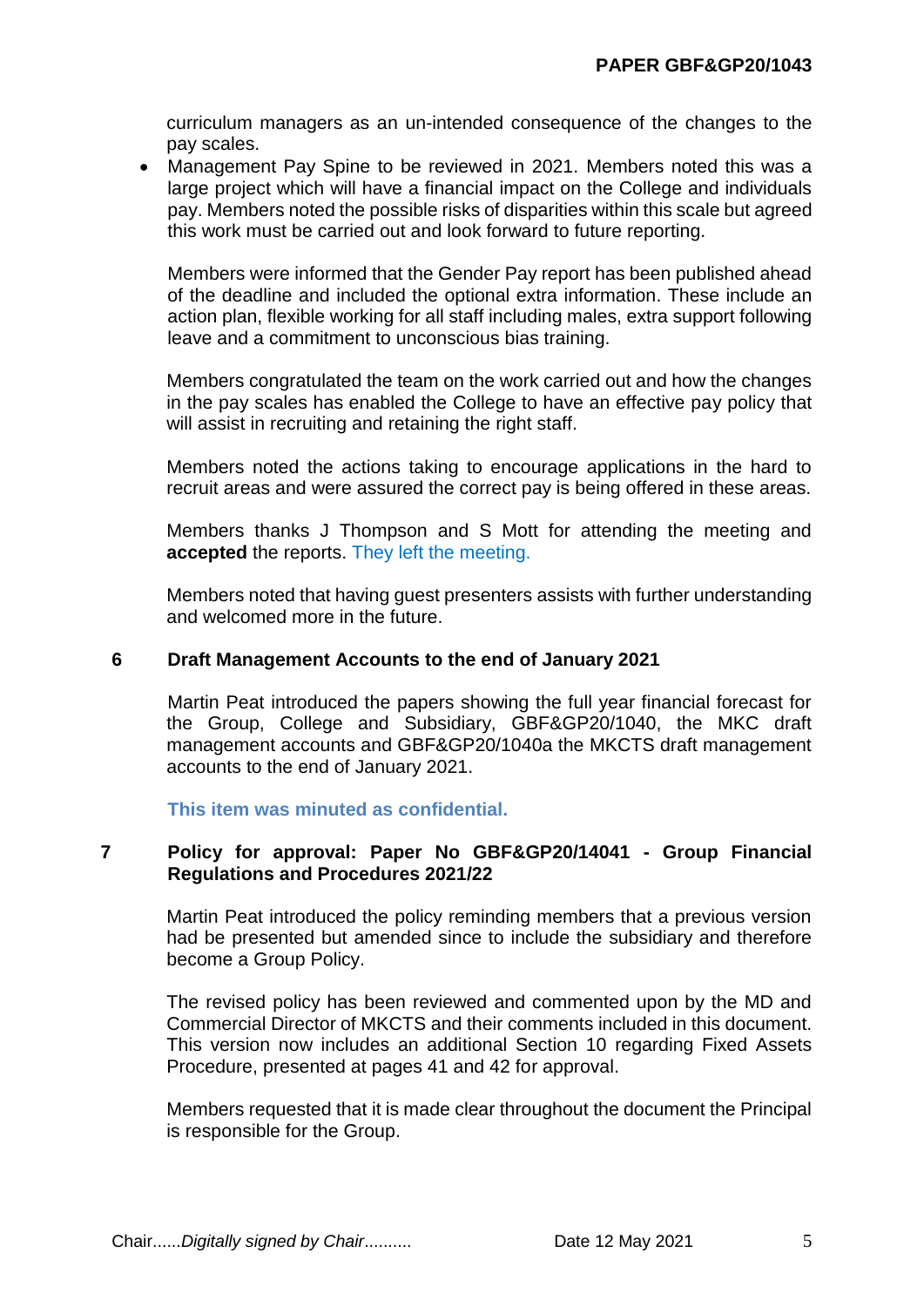curriculum managers as an un-intended consequence of the changes to the pay scales.

- Management Pay Spine to be reviewed in 2021. Members noted this was a large project which will have a financial impact on the College and individuals pay. Members noted the possible risks of disparities within this scale but agreed this work must be carried out and look forward to future reporting.

Members were informed that the Gender Pay report has been published ahead of the deadline and included the optional extra information. These include an action plan, flexible working for all staff including males, extra support following leave and a commitment to unconscious bias training.

Members congratulated the team on the work carried out and how the changes in the pay scales has enabled the College to have an effective pay policy that will assist in recruiting and retaining the right staff.

Members noted the actions taking to encourage applications in the hard to recruit areas and were assured the correct pay is being offered in these areas.

Members thanks J Thompson and S Mott for attending the meeting and **accepted** the reports. They left the meeting.

Members noted that having guest presenters assists with further understanding and welcomed more in the future.

## 6 Draft Management Accounts to the end of January 2021

Martin Peat introduced the papers showing the full year financial forecast for the Group, College and Subsidiary, GBF&GP20/1040, the MKC draft management accounts and GBF&GP20/1040a the MKCTS draft management accounts to the end of January 2021.

**This item was minuted as confidential.**

## 7 Policy for approval: Paper No GBF&GP20/14041 - Group Financial Regulations and Procedures 2021/22

Martin Peat introduced the policy reminding members that a previous version had be presented but amended since to include the subsidiary and therefore become a Group Policy.

The revised policy has been reviewed and commented upon by the MD and Commercial Director of MKCTS and their comments included in this document. This version now includes an additional Section 10 regarding Fixed Assets Procedure, presented at pages 41 and 42 for approval.

Members requested that it is made clear throughout the document the Principal is responsible for the Group.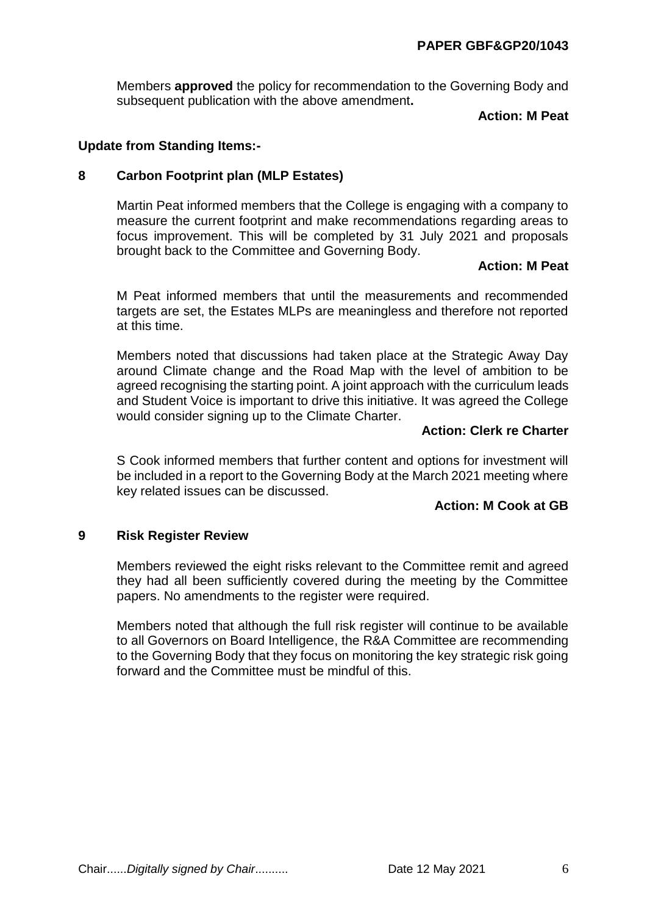Members **approved** the policy for recommendation to the Governing Body and subsequent publication with the above amendment**.**

**Action: M Peat**

**Update from Standing Items:-**

## 8 Carbon Footprint plan (MLP Estates)

Martin Peat informed members that the College is engaging with a company to measure the current footprint and make recommendations regarding areas to focus improvement. This will be completed by 31 July 2021 and proposals brought back to the Committee and Governing Body.

**Action: M Peat**

M Peat informed members that until the measurements and recommended targets are set, the Estates MLPs are meaningless and therefore not reported at this time.

Members noted that discussions had taken place at the Strategic Away Day around Climate change and the Road Map with the level of ambition to be agreed recognising the starting point. A joint approach with the curriculum leads and Student Voice is important to drive this initiative. It was agreed the College would consider signing up to the Climate Charter.

**Action: Clerk re Charter**

S Cook informed members that further content and options for investment will be included in a report to the Governing Body at the March 2021 meeting where key related issues can be discussed.

**Action: M Cook at GB**

## 9 Risk Register Review

Members reviewed the eight risks relevant to the Committee remit and agreed they had all been sufficiently covered during the meeting by the Committee papers. No amendments to the register were required.

Members noted that although the full risk register will continue to be available to all Governors on Board Intelligence, the R&A Committee are recommending to the Governing Body that they focus on monitoring the key strategic risk going forward and the Committee must be mindful of this.

Chair......*Digitally signed by Chair*.......... Date 12 May 2021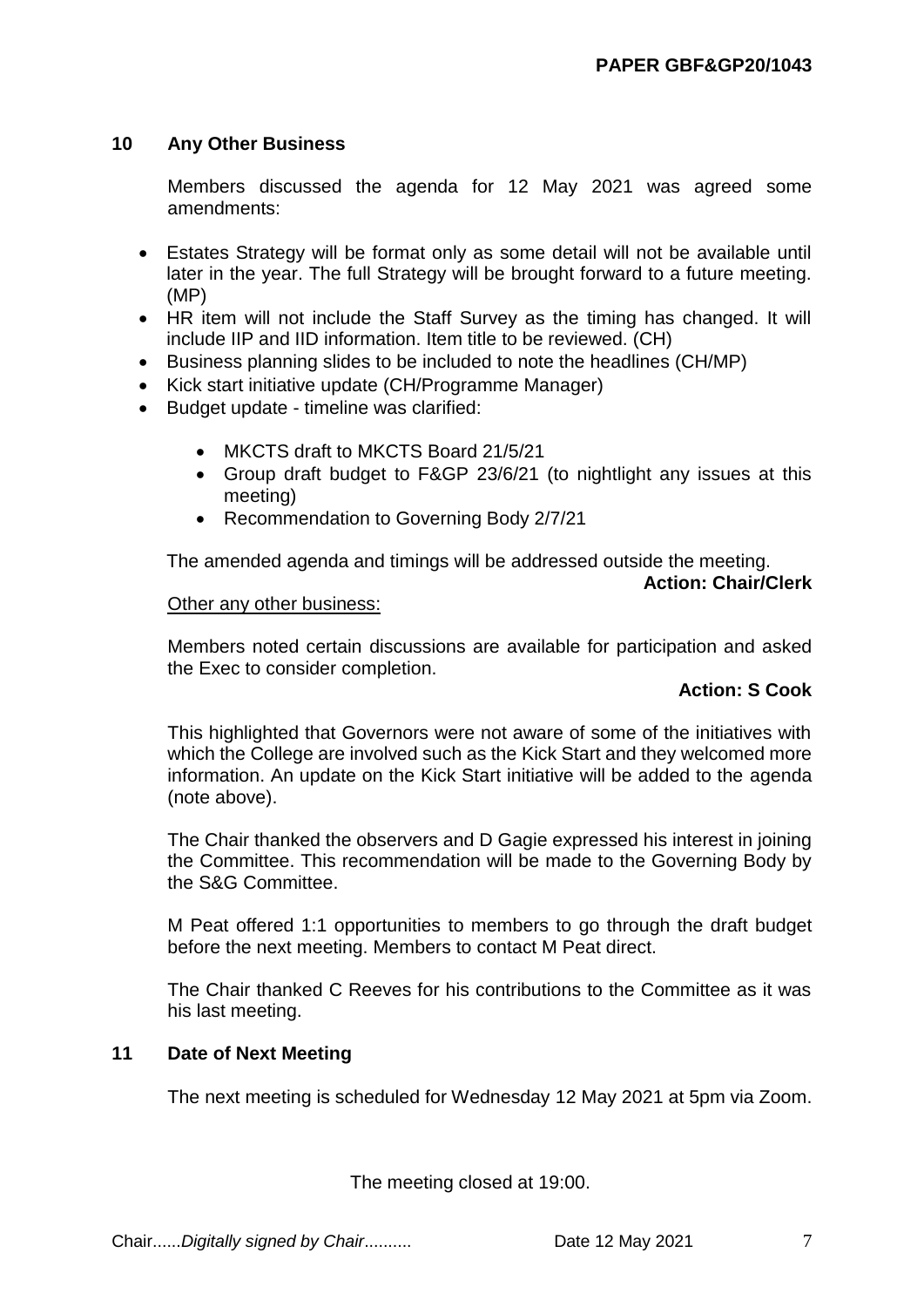## 10 Any Other Business

Members discussed the agenda for 12 May 2021 was agreed some amendments:

- Estates Strategy will be format only as some detail will not be available until later in the year. The full Strategy will be brought forward to a future meeting. (MP)
- HR item will not include the Staff Survey as the timing has changed. It will include IIP and IID information. Item title to be reviewed. (CH)
- Business planning slides to be included to note the headlines (CH/MP)
- Kick start initiative update (CH/Programme Manager)
- Budget update - timeline was clarified:
  - MKCTS draft to MKCTS Board 21/5/21
  - Group draft budget to F&GP 23/6/21 (to nightlight any issues at this meeting)
  - Recommendation to Governing Body 2/7/21

The amended agenda and timings will be addressed outside the meeting.

**Action: Chair/Clerk**

Other any other business:

Members noted certain discussions are available for participation and asked the Exec to consider completion.

**Action: S Cook**

This highlighted that Governors were not aware of some of the initiatives with which the College are involved such as the Kick Start and they welcomed more information. An update on the Kick Start initiative will be added to the agenda (note above).

The Chair thanked the observers and D Gagie expressed his interest in joining the Committee. This recommendation will be made to the Governing Body by the S&G Committee.

M Peat offered 1:1 opportunities to members to go through the draft budget before the next meeting. Members to contact M Peat direct.

The Chair thanked C Reeves for his contributions to the Committee as it was his last meeting.

## 11 Date of Next Meeting

The next meeting is scheduled for Wednesday 12 May 2021 at 5pm via Zoom.

The meeting closed at 19:00.

Chair......*Digitally signed by Chair*.......... Date 12 May 2021